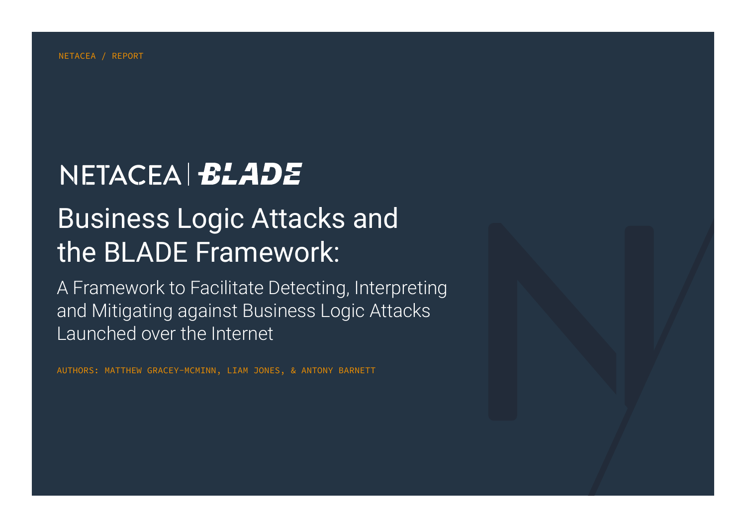NETACEA / REPORT

NETACEA | BLADE

# Business Logic Attacks and the BLADE Framework:

## A Framework to Facilitate Detecting, Interpreting and Mitigating against Business Logic Attacks Launched over the Internet

AUTHORS: MATTHEW GRACEY-MCMINN, LIAM JONES, & ANTONY BARNETT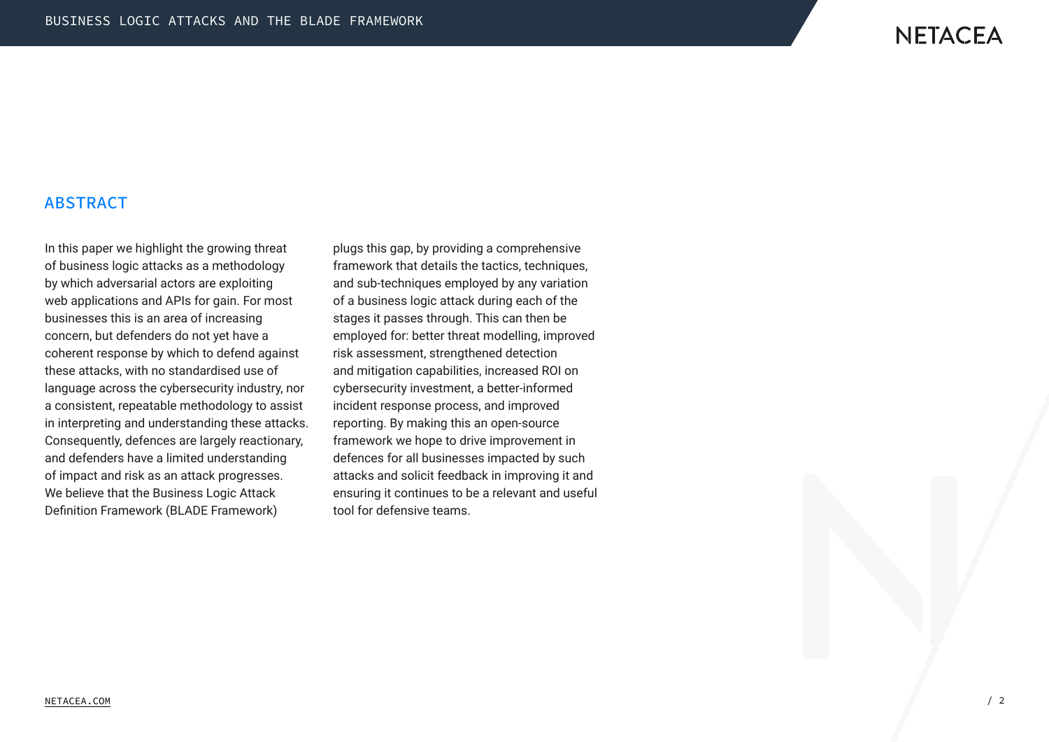## ABSTRACT

In this paper we highlight the growing threat of business logic attacks as a methodology by which adversarial actors are exploiting web applications and APIs for gain. For most businesses this is an area of increasing concern, but defenders do not yet have a coherent response by which to defend against these attacks, with no standardised use of language across the cybersecurity industry, nor a consistent, repeatable methodology to assist in interpreting and understanding these attacks. Consequently, defences are largely reactionary, and defenders have a limited understanding of impact and risk as an attack progresses. We believe that the Business Logic Attack Definition Framework (BLADE Framework) plugs this gap, by providing a comprehensive framework that details the tactics, techniques, and sub-techniques employed by any variation of a business logic attack during each of the stages it passes through. This can then be employed for: better threat modelling, improved risk assessment, strengthened detection and mitigation capabilities, increased ROI on cybersecurity investment, a better-informed incident response process, and improved reporting. By making this an open-source framework we hope to drive improvement in defences for all businesses impacted by such attacks and solicit feedback in improving it and ensuring it continues to be a relevant and useful tool for defensive teams.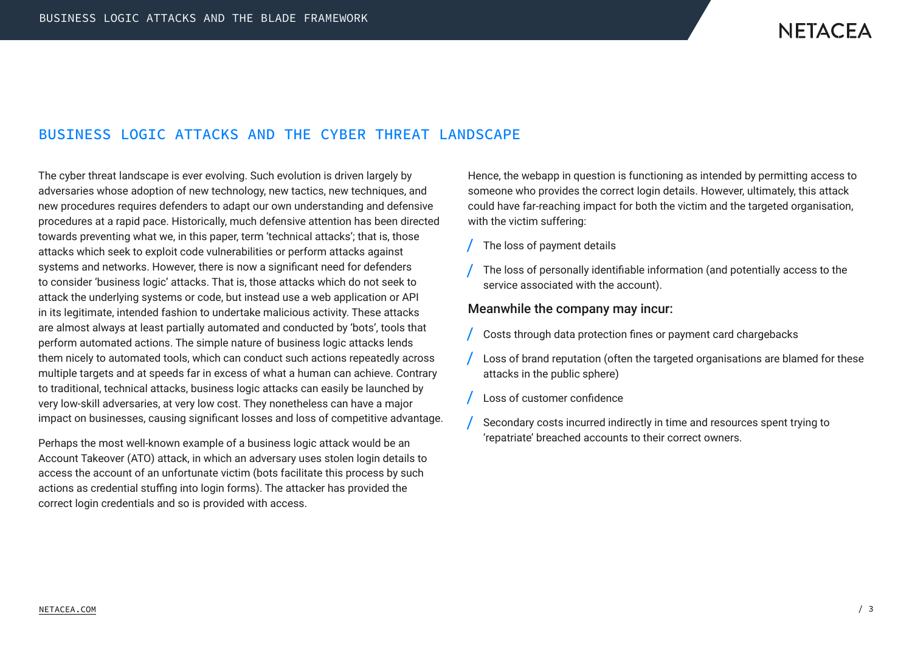## BUSINESS LOGIC ATTACKS AND THE CYBER THREAT LANDSCAPE

The cyber threat landscape is ever evolving. Such evolution is driven largely by adversaries whose adoption of new technology, new tactics, new techniques, and new procedures requires defenders to adapt our own understanding and defensive procedures at a rapid pace. Historically, much defensive attention has been directed towards preventing what we, in this paper, term 'technical attacks'; that is, those attacks which seek to exploit code vulnerabilities or perform attacks against systems and networks. However, there is now a significant need for defenders to consider 'business logic' attacks. That is, those attacks which do not seek to attack the underlying systems or code, but instead use a web application or API in its legitimate, intended fashion to undertake malicious activity. These attacks are almost always at least partially automated and conducted by 'bots', tools that perform automated actions. The simple nature of business logic attacks lends them nicely to automated tools, which can conduct such actions repeatedly across multiple targets and at speeds far in excess of what a human can achieve. Contrary to traditional, technical attacks, business logic attacks can easily be launched by very low-skill adversaries, at very low cost. They nonetheless can have a major impact on businesses, causing significant losses and loss of competitive advantage.

Perhaps the most well-known example of a business logic attack would be an Account Takeover (ATO) attack, in which an adversary uses stolen login details to access the account of an unfortunate victim (bots facilitate this process by such actions as credential stuffing into login forms). The attacker has provided the correct login credentials and so is provided with access.

Hence, the webapp in question is functioning as intended by permitting access to someone who provides the correct login details. However, ultimately, this attack could have far-reaching impact for both the victim and the targeted organisation, with the victim suffering:

- The loss of payment details
- The loss of personally identifiable information (and potentially access to the service associated with the account).

### Meanwhile the company may incur:

- Costs through data protection fines or payment card chargebacks
- Loss of brand reputation (often the targeted organisations are blamed for these attacks in the public sphere)
- Loss of customer confidence
- Secondary costs incurred indirectly in time and resources spent trying to 'repatriate' breached accounts to their correct owners.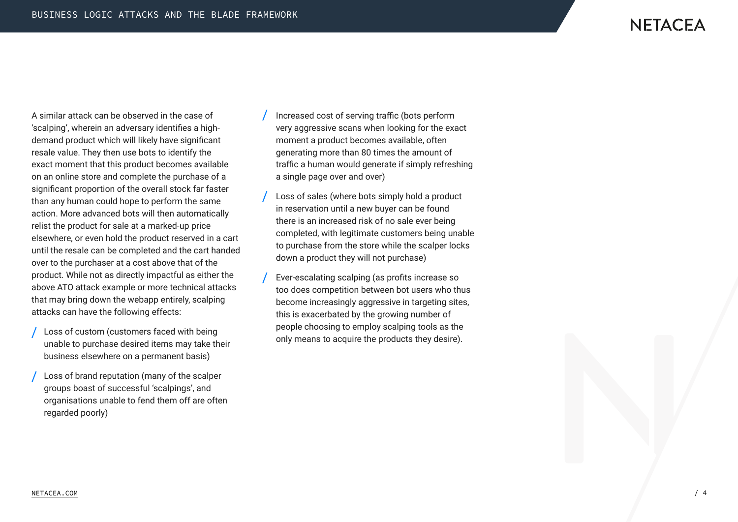A similar attack can be observed in the case of 'scalping', wherein an adversary identifies a high-demand product which will likely have significant resale value. They then use bots to identify the exact moment that this product becomes available on an online store and complete the purchase of a significant proportion of the overall stock far faster than any human could hope to perform the same action. More advanced bots will then automatically relist the product for sale at a marked-up price elsewhere, or even hold the product reserved in a cart until the resale can be completed and the cart handed over to the purchaser at a cost above that of the product. While not as directly impactful as either the above ATO attack example or more technical attacks that may bring down the webapp entirely, scalping attacks can have the following effects:

- Loss of custom (customers faced with being unable to purchase desired items may take their business elsewhere on a permanent basis)
- Loss of brand reputation (many of the scalper groups boast of successful 'scalpings', and organisations unable to fend them off are often regarded poorly)
- Increased cost of serving traffic (bots perform very aggressive scans when looking for the exact moment a product becomes available, often generating more than 80 times the amount of traffic a human would generate if simply refreshing a single page over and over)
- Loss of sales (where bots simply hold a product in reservation until a new buyer can be found there is an increased risk of no sale ever being completed, with legitimate customers being unable to purchase from the store while the scalper locks down a product they will not purchase)
- Ever-escalating scalping (as profits increase so too does competition between bot users who thus become increasingly aggressive in targeting sites, this is exacerbated by the growing number of people choosing to employ scalping tools as the only means to acquire the products they desire).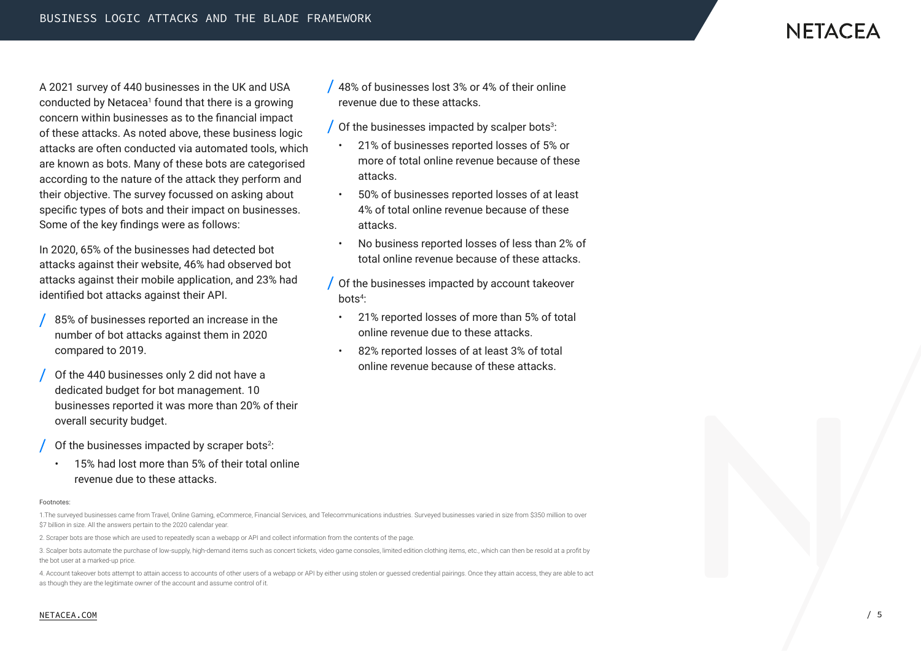A 2021 survey of 440 businesses in the UK and USA conducted by Netacea[1] found that there is a growing concern within businesses as to the financial impact of these attacks. As noted above, these business logic attacks are often conducted via automated tools, which are known as bots. Many of these bots are categorised according to the nature of the attack they perform and their objective. The survey focussed on asking about specific types of bots and their impact on businesses. Some of the key findings were as follows:

In 2020, 65% of the businesses had detected bot attacks against their website, 46% had observed bot attacks against their mobile application, and 23% had identified bot attacks against their API.

- 85% of businesses reported an increase in the number of bot attacks against them in 2020 compared to 2019.
- Of the 440 businesses only 2 did not have a dedicated budget for bot management. 10 businesses reported it was more than 20% of their overall security budget.
- Of the businesses impacted by scraper bots[2]:
  - 15% had lost more than 5% of their total online revenue due to these attacks.
- 48% of businesses lost 3% or 4% of their online revenue due to these attacks.
- Of the businesses impacted by scalper bots[3]:
  - 21% of businesses reported losses of 5% or more of total online revenue because of these attacks.
  - 50% of businesses reported losses of at least 4% of total online revenue because of these attacks.
  - No business reported losses of less than 2% of total online revenue because of these attacks.
- Of the businesses impacted by account takeover bots[4]:
  - 21% reported losses of more than 5% of total online revenue due to these attacks.
  - 82% reported losses of at least 3% of total online revenue because of these attacks.

Footnotes:

1. The surveyed businesses came from Travel, Online Gaming, eCommerce, Financial Services, and Telecommunications industries. Surveyed businesses varied in size from $350 million to over $7 billion in size. All the answers pertain to the 2020 calendar year.

2. Scraper bots are those which are used to repeatedly scan a webapp or API and collect information from the contents of the page.

3. Scalper bots automate the purchase of low-supply, high-demand items such as concert tickets, video game consoles, limited edition clothing items, etc., which can then be resold at a profit by the bot user at a marked-up price.

4. Account takeover bots attempt to attain access to accounts of other users of a webapp or API by either using stolen or guessed credential pairings. Once they attain access, they are able to act as though they are the legitimate owner of the account and assume control of it.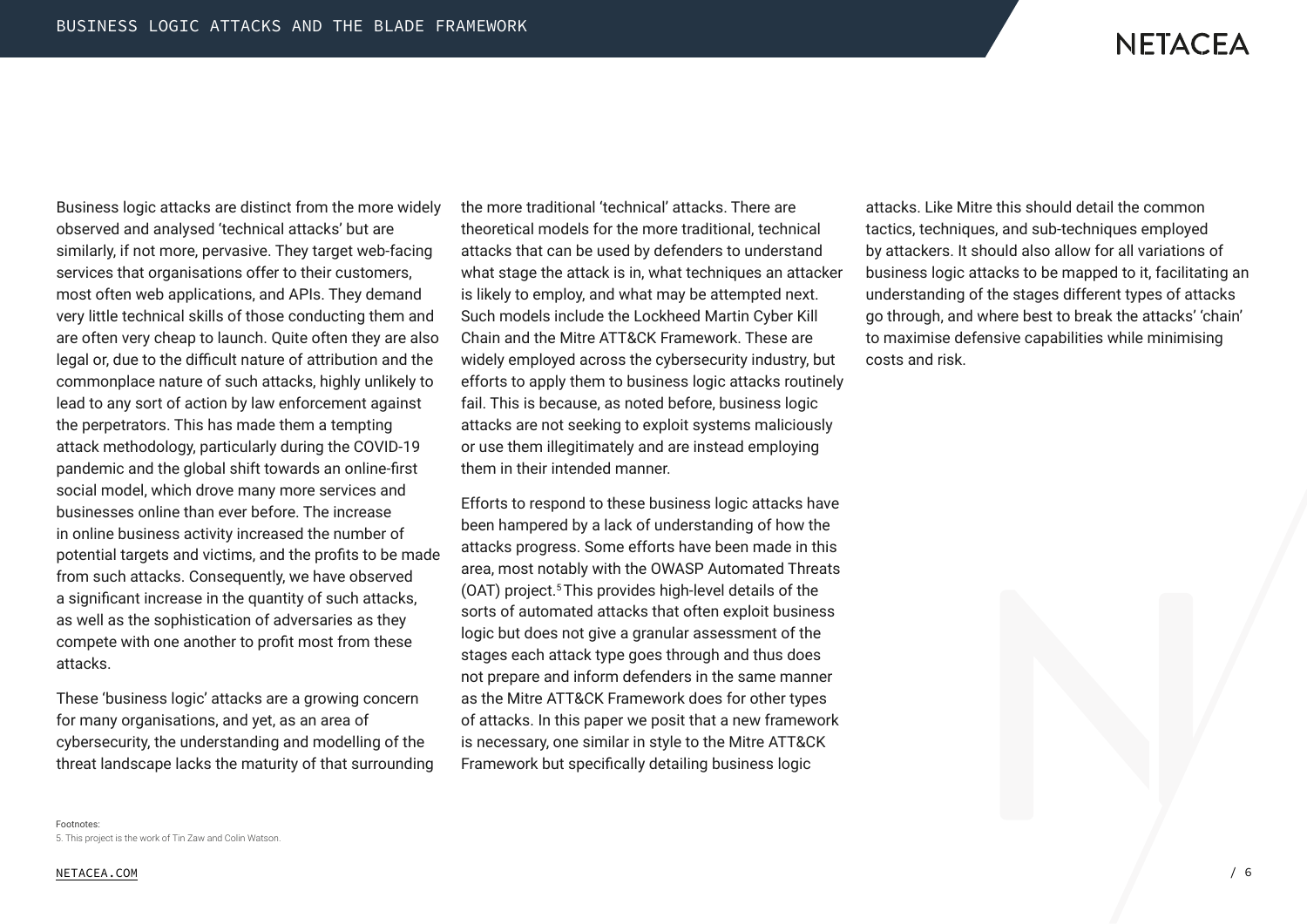Business logic attacks are distinct from the more widely observed and analysed 'technical attacks' but are similarly, if not more, pervasive. They target web-facing services that organisations offer to their customers, most often web applications, and APIs. They demand very little technical skills of those conducting them and are often very cheap to launch. Quite often they are also legal or, due to the difficult nature of attribution and the commonplace nature of such attacks, highly unlikely to lead to any sort of action by law enforcement against the perpetrators. This has made them a tempting attack methodology, particularly during the COVID-19 pandemic and the global shift towards an online-first social model, which drove many more services and businesses online than ever before. The increase in online business activity increased the number of potential targets and victims, and the profits to be made from such attacks. Consequently, we have observed a significant increase in the quantity of such attacks, as well as the sophistication of adversaries as they compete with one another to profit most from these attacks.

These 'business logic' attacks are a growing concern for many organisations, and yet, as an area of cybersecurity, the understanding and modelling of the threat landscape lacks the maturity of that surrounding the more traditional 'technical' attacks. There are theoretical models for the more traditional, technical attacks that can be used by defenders to understand what stage the attack is in, what techniques an attacker is likely to employ, and what may be attempted next. Such models include the Lockheed Martin Cyber Kill Chain and the Mitre ATT&CK Framework. These are widely employed across the cybersecurity industry, but efforts to apply them to business logic attacks routinely fail. This is because, as noted before, business logic attacks are not seeking to exploit systems maliciously or use them illegitimately and are instead employing them in their intended manner.

Efforts to respond to these business logic attacks have been hampered by a lack of understanding of how the attacks progress. Some efforts have been made in this area, most notably with the OWASP Automated Threats (OAT) project.[5] This provides high-level details of the sorts of automated attacks that often exploit business logic but does not give a granular assessment of the stages each attack type goes through and thus does not prepare and inform defenders in the same manner as the Mitre ATT&CK Framework does for other types of attacks. In this paper we posit that a new framework is necessary, one similar in style to the Mitre ATT&CK Framework but specifically detailing business logic attacks. Like Mitre this should detail the common tactics, techniques, and sub-techniques employed by attackers. It should also allow for all variations of business logic attacks to be mapped to it, facilitating an understanding of the stages different types of attacks go through, and where best to break the attacks' 'chain' to maximise defensive capabilities while minimising costs and risk.

Footnotes:
5. This project is the work of Tin Zaw and Colin Watson.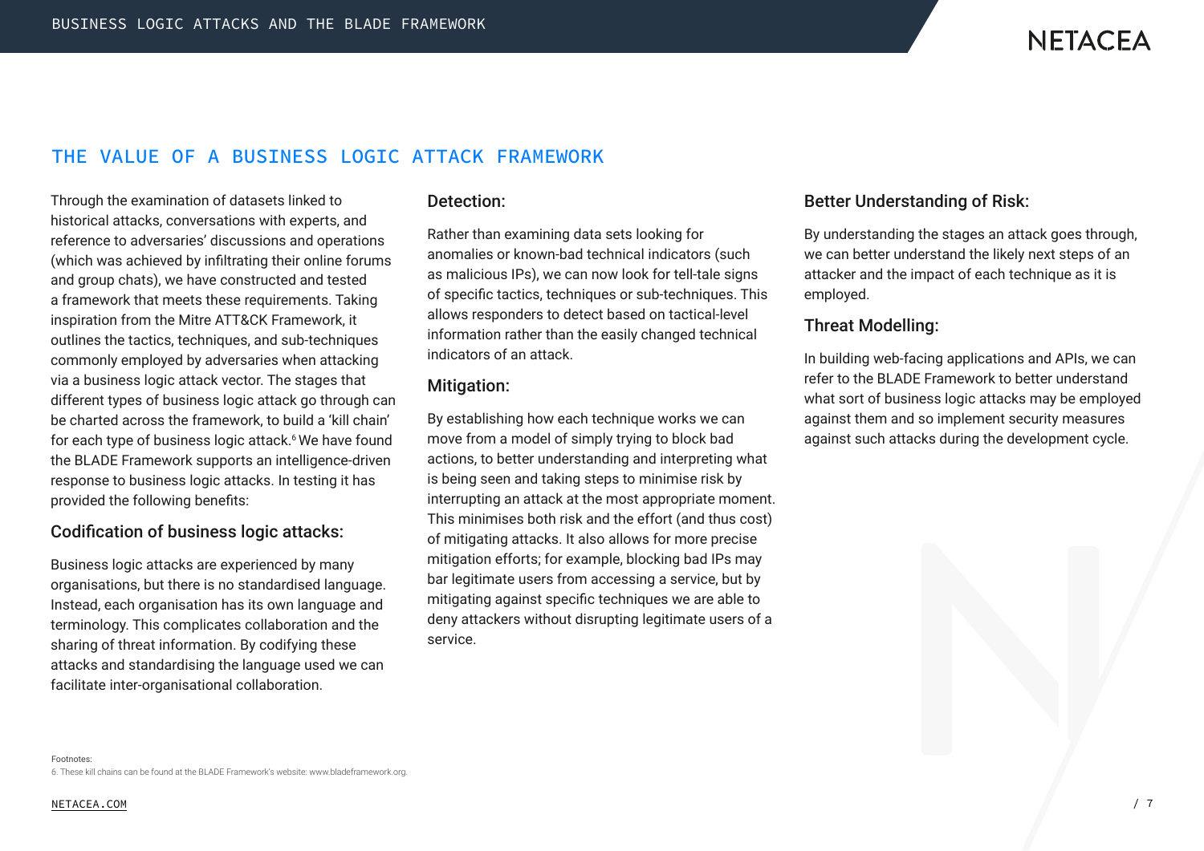## THE VALUE OF A BUSINESS LOGIC ATTACK FRAMEWORK

Through the examination of datasets linked to historical attacks, conversations with experts, and reference to adversaries' discussions and operations (which was achieved by infiltrating their online forums and group chats), we have constructed and tested a framework that meets these requirements. Taking inspiration from the Mitre ATT&CK Framework, it outlines the tactics, techniques, and sub-techniques commonly employed by adversaries when attacking via a business logic attack vector. The stages that different types of business logic attack go through can be charted across the framework, to build a 'kill chain' for each type of business logic attack.[6] We have found the BLADE Framework supports an intelligence-driven response to business logic attacks. In testing it has provided the following benefits:

### Codification of business logic attacks:

Business logic attacks are experienced by many organisations, but there is no standardised language. Instead, each organisation has its own language and terminology. This complicates collaboration and the sharing of threat information. By codifying these attacks and standardising the language used we can facilitate inter-organisational collaboration.

### Detection:

Rather than examining data sets looking for anomalies or known-bad technical indicators (such as malicious IPs), we can now look for tell-tale signs of specific tactics, techniques or sub-techniques. This allows responders to detect based on tactical-level information rather than the easily changed technical indicators of an attack.

### Mitigation:

By establishing how each technique works we can move from a model of simply trying to block bad actions, to better understanding and interpreting what is being seen and taking steps to minimise risk by interrupting an attack at the most appropriate moment. This minimises both risk and the effort (and thus cost) of mitigating attacks. It also allows for more precise mitigation efforts; for example, blocking bad IPs may bar legitimate users from accessing a service, but by mitigating against specific techniques we are able to deny attackers without disrupting legitimate users of a service.

### Better Understanding of Risk:

By understanding the stages an attack goes through, we can better understand the likely next steps of an attacker and the impact of each technique as it is employed.

### Threat Modelling:

In building web-facing applications and APIs, we can refer to the BLADE Framework to better understand what sort of business logic attacks may be employed against them and so implement security measures against such attacks during the development cycle.

Footnotes:
6. These kill chains can be found at the BLADE Framework's website: www.bladeframework.org.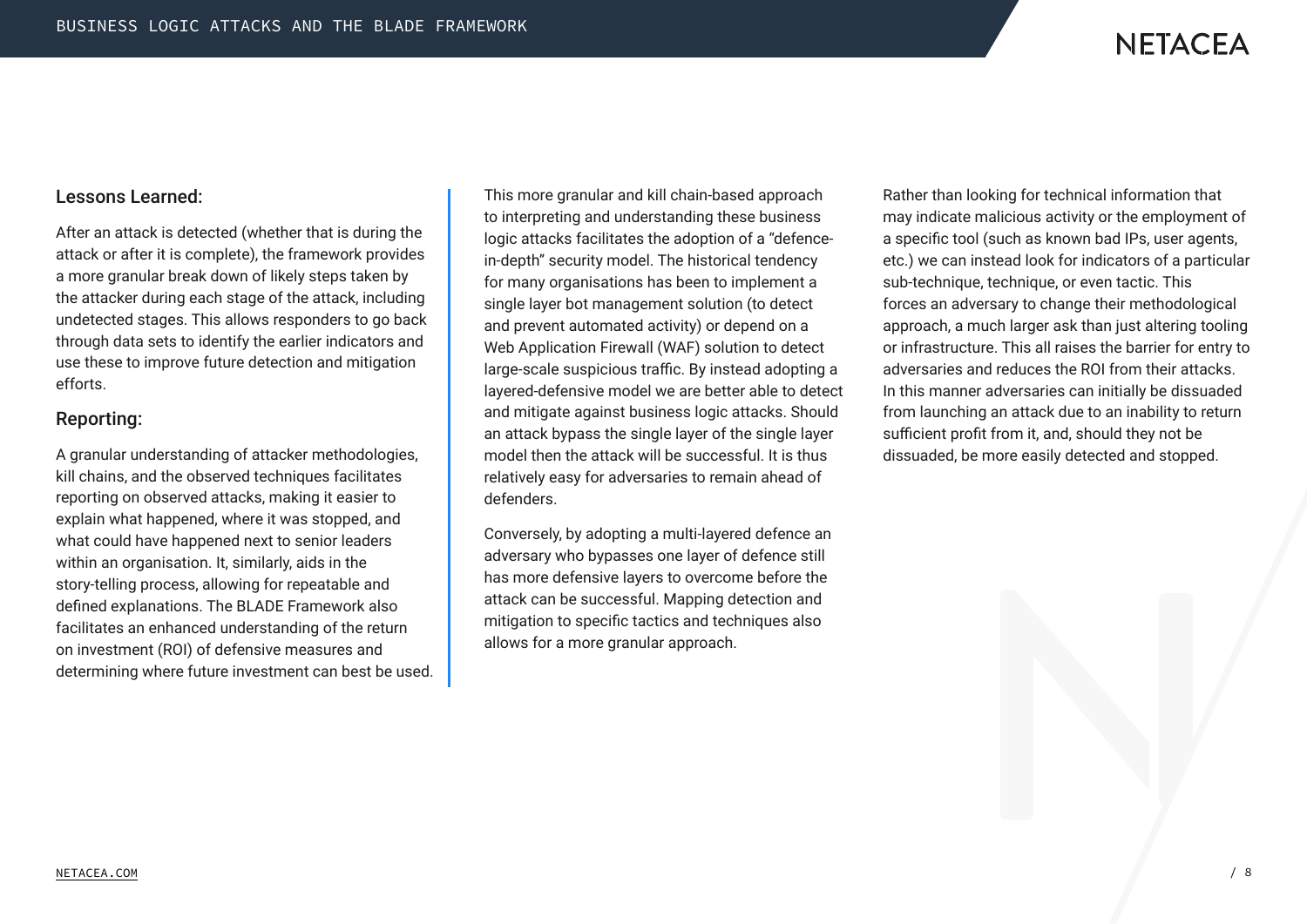## Lessons Learned:

After an attack is detected (whether that is during the attack or after it is complete), the framework provides a more granular break down of likely steps taken by the attacker during each stage of the attack, including undetected stages. This allows responders to go back through data sets to identify the earlier indicators and use these to improve future detection and mitigation efforts.

## Reporting:

A granular understanding of attacker methodologies, kill chains, and the observed techniques facilitates reporting on observed attacks, making it easier to explain what happened, where it was stopped, and what could have happened next to senior leaders within an organisation. It, similarly, aids in the story-telling process, allowing for repeatable and defined explanations. The BLADE Framework also facilitates an enhanced understanding of the return on investment (ROI) of defensive measures and determining where future investment can best be used.

This more granular and kill chain-based approach to interpreting and understanding these business logic attacks facilitates the adoption of a "defence-in-depth" security model. The historical tendency for many organisations has been to implement a single layer bot management solution (to detect and prevent automated activity) or depend on a Web Application Firewall (WAF) solution to detect large-scale suspicious traffic. By instead adopting a layered-defensive model we are better able to detect and mitigate against business logic attacks. Should an attack bypass the single layer of the single layer model then the attack will be successful. It is thus relatively easy for adversaries to remain ahead of defenders.

Conversely, by adopting a multi-layered defence an adversary who bypasses one layer of defence still has more defensive layers to overcome before the attack can be successful. Mapping detection and mitigation to specific tactics and techniques also allows for a more granular approach.

Rather than looking for technical information that may indicate malicious activity or the employment of a specific tool (such as known bad IPs, user agents, etc.) we can instead look for indicators of a particular sub-technique, technique, or even tactic. This forces an adversary to change their methodological approach, a much larger ask than just altering tooling or infrastructure. This all raises the barrier for entry to adversaries and reduces the ROI from their attacks. In this manner adversaries can initially be dissuaded from launching an attack due to an inability to return sufficient profit from it, and, should they not be dissuaded, be more easily detected and stopped.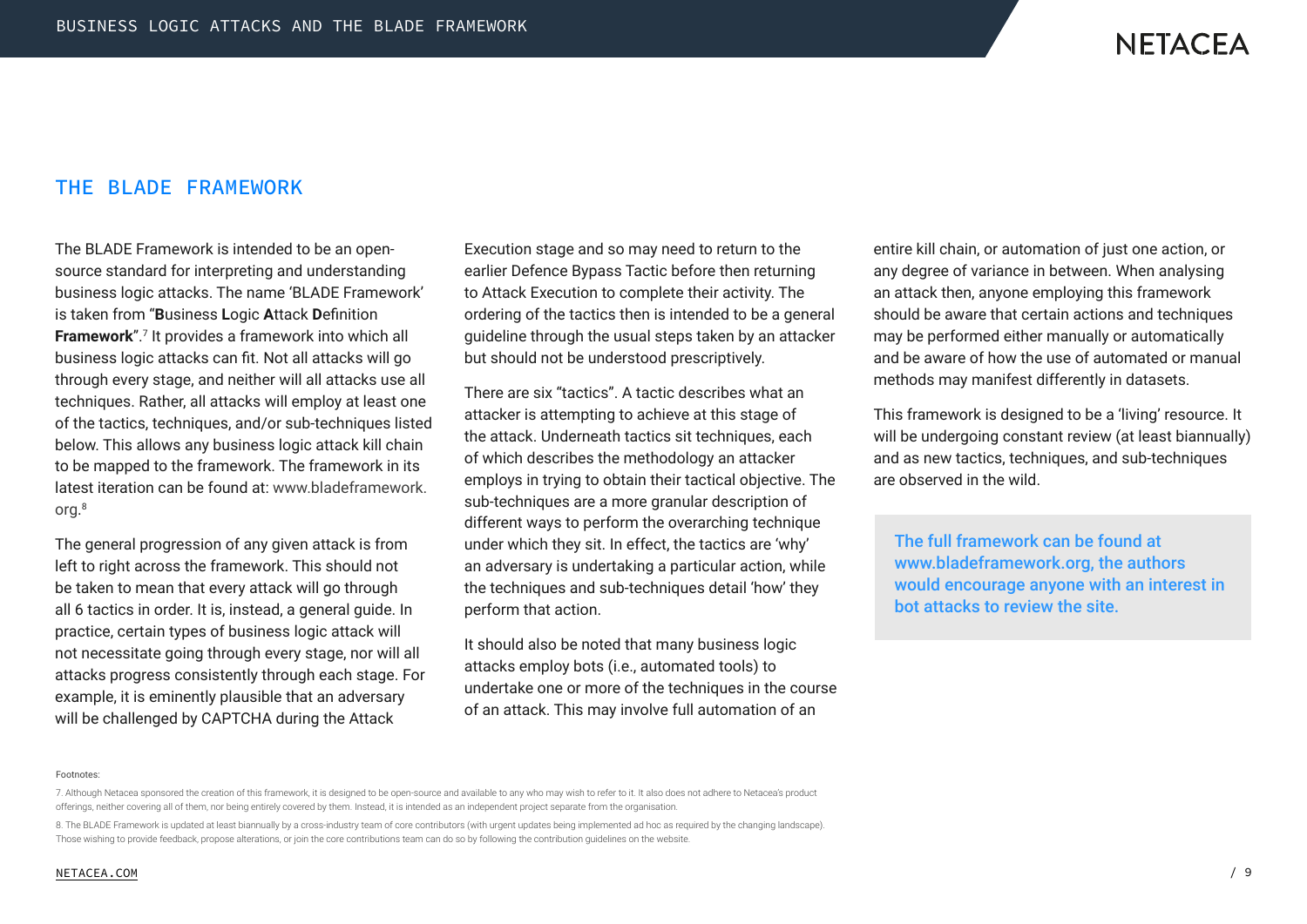## THE BLADE FRAMEWORK

The BLADE Framework is intended to be an open-source standard for interpreting and understanding business logic attacks. The name 'BLADE Framework' is taken from "**B**usiness **L**ogic **A**ttack **D**efinition **Framework**".[7] It provides a framework into which all business logic attacks can fit. Not all attacks will go through every stage, and neither will all attacks use all techniques. Rather, all attacks will employ at least one of the tactics, techniques, and/or sub-techniques listed below. This allows any business logic attack kill chain to be mapped to the framework. The framework in its latest iteration can be found at: www.bladeframework.org.[8]

The general progression of any given attack is from left to right across the framework. This should not be taken to mean that every attack will go through all 6 tactics in order. It is, instead, a general guide. In practice, certain types of business logic attack will not necessitate going through every stage, nor will all attacks progress consistently through each stage. For example, it is eminently plausible that an adversary will be challenged by CAPTCHA during the Attack Execution stage and so may need to return to the earlier Defence Bypass Tactic before then returning to Attack Execution to complete their activity. The ordering of the tactics then is intended to be a general guideline through the usual steps taken by an attacker but should not be understood prescriptively.

There are six "tactics". A tactic describes what an attacker is attempting to achieve at this stage of the attack. Underneath tactics sit techniques, each of which describes the methodology an attacker employs in trying to obtain their tactical objective. The sub-techniques are a more granular description of different ways to perform the overarching technique under which they sit. In effect, the tactics are 'why' an adversary is undertaking a particular action, while the techniques and sub-techniques detail 'how' they perform that action.

It should also be noted that many business logic attacks employ bots (i.e., automated tools) to undertake one or more of the techniques in the course of an attack. This may involve full automation of an entire kill chain, or automation of just one action, or any degree of variance in between. When analysing an attack then, anyone employing this framework should be aware that certain actions and techniques may be performed either manually or automatically and be aware of how the use of automated or manual methods may manifest differently in datasets.

This framework is designed to be a 'living' resource. It will be undergoing constant review (at least biannually) and as new tactics, techniques, and sub-techniques are observed in the wild.

**The full framework can be found at www.bladeframework.org, the authors would encourage anyone with an interest in bot attacks to review the site.**

Footnotes:

7. Although Netacea sponsored the creation of this framework, it is designed to be open-source and available to any who may wish to refer to it. It also does not adhere to Netacea's product offerings, neither covering all of them, nor being entirely covered by them. Instead, it is intended as an independent project separate from the organisation.

8. The BLADE Framework is updated at least biannually by a cross-industry team of core contributors (with urgent updates being implemented ad hoc as required by the changing landscape). Those wishing to provide feedback, propose alterations, or join the core contributions team can do so by following the contribution guidelines on the website.